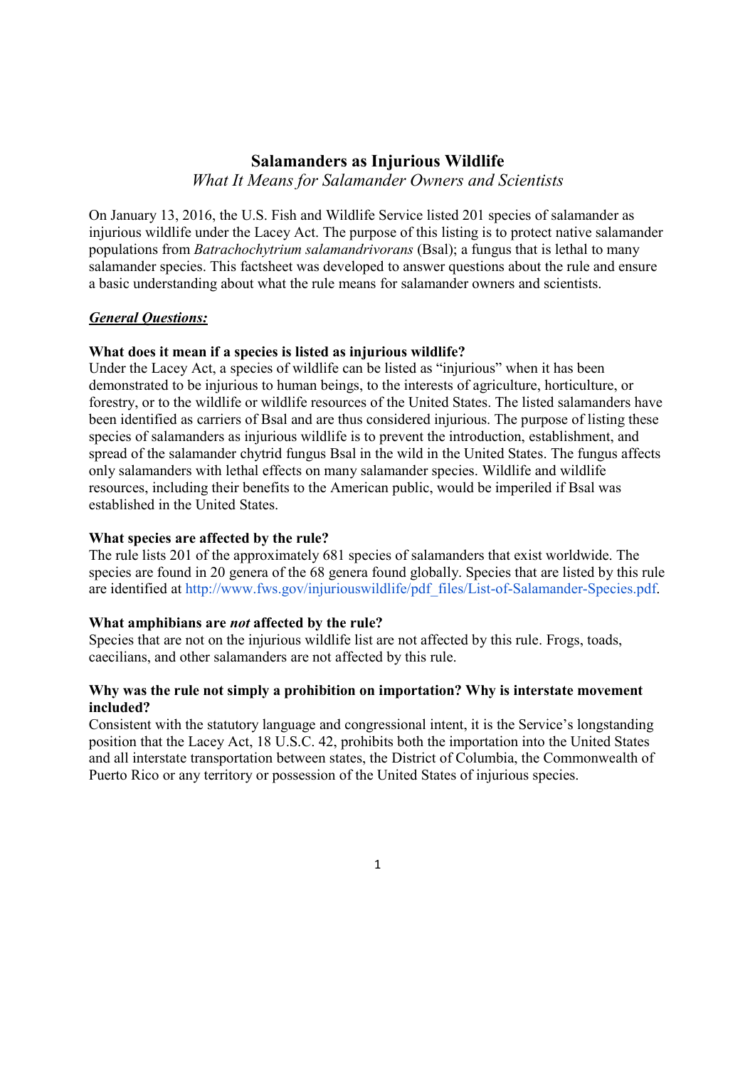# Salamanders as Injurious Wildlife

*What It Means for Salamander Owners and Scientists*

On January 13, 2016, the U.S. Fish and Wildlife Service listed 201 species of salamander as injurious wildlife under the Lacey Act. The purpose of this listing is to protect native salamander populations from *Batrachochytrium salamandrivorans* (Bsal); a fungus that is lethal to many salamander species. This factsheet was developed to answer questions about the rule and ensure a basic understanding about what the rule means for salamander owners and scientists.

## ***General Questions:***

### What does it mean if a species is listed as injurious wildlife?

Under the Lacey Act, a species of wildlife can be listed as "injurious" when it has been demonstrated to be injurious to human beings, to the interests of agriculture, horticulture, or forestry, or to the wildlife or wildlife resources of the United States. The listed salamanders have been identified as carriers of Bsal and are thus considered injurious. The purpose of listing these species of salamanders as injurious wildlife is to prevent the introduction, establishment, and spread of the salamander chytrid fungus Bsal in the wild in the United States. The fungus affects only salamanders with lethal effects on many salamander species. Wildlife and wildlife resources, including their benefits to the American public, would be imperiled if Bsal was established in the United States.

### What species are affected by the rule?

The rule lists 201 of the approximately 681 species of salamanders that exist worldwide. The species are found in 20 genera of the 68 genera found globally. Species that are listed by this rule are identified at http://www.fws.gov/injuriouswildlife/pdf_files/List-of-Salamander-Species.pdf.

### What amphibians are *not* affected by the rule?

Species that are not on the injurious wildlife list are not affected by this rule. Frogs, toads, caecilians, and other salamanders are not affected by this rule.

### Why was the rule not simply a prohibition on importation? Why is interstate movement included?

Consistent with the statutory language and congressional intent, it is the Service's longstanding position that the Lacey Act, 18 U.S.C. 42, prohibits both the importation into the United States and all interstate transportation between states, the District of Columbia, the Commonwealth of Puerto Rico or any territory or possession of the United States of injurious species.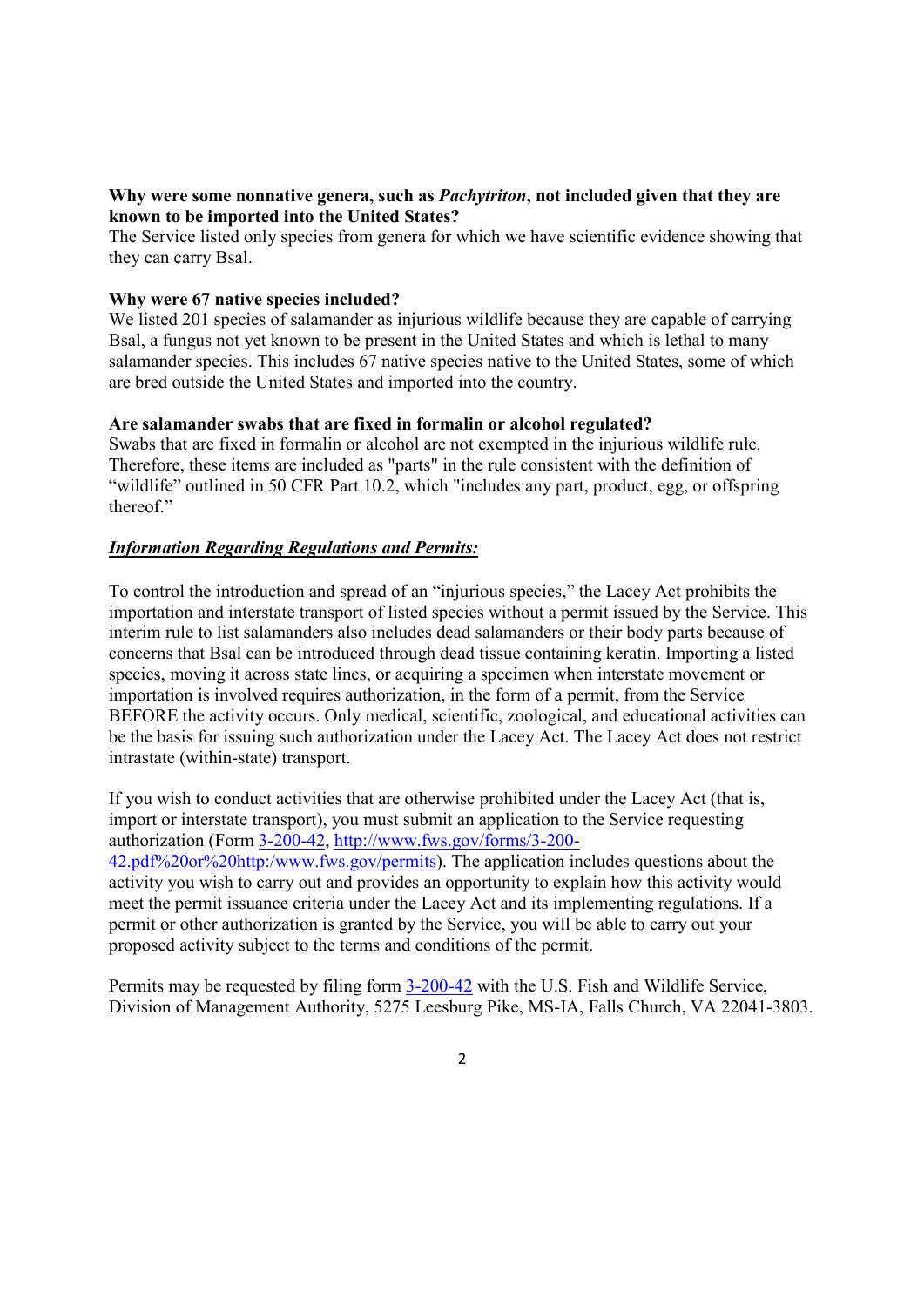**Why were some nonnative genera, such as *Pachytriton*, not included given that they are known to be imported into the United States?**
The Service listed only species from genera for which we have scientific evidence showing that they can carry Bsal.

**Why were 67 native species included?**
We listed 201 species of salamander as injurious wildlife because they are capable of carrying Bsal, a fungus not yet known to be present in the United States and which is lethal to many salamander species. This includes 67 native species native to the United States, some of which are bred outside the United States and imported into the country.

**Are salamander swabs that are fixed in formalin or alcohol regulated?**
Swabs that are fixed in formalin or alcohol are not exempted in the injurious wildlife rule. Therefore, these items are included as "parts" in the rule consistent with the definition of "wildlife" outlined in 50 CFR Part 10.2, which "includes any part, product, egg, or offspring thereof."

***Information Regarding Regulations and Permits:***

To control the introduction and spread of an "injurious species," the Lacey Act prohibits the importation and interstate transport of listed species without a permit issued by the Service. This interim rule to list salamanders also includes dead salamanders or their body parts because of concerns that Bsal can be introduced through dead tissue containing keratin. Importing a listed species, moving it across state lines, or acquiring a specimen when interstate movement or importation is involved requires authorization, in the form of a permit, from the Service BEFORE the activity occurs. Only medical, scientific, zoological, and educational activities can be the basis for issuing such authorization under the Lacey Act. The Lacey Act does not restrict intrastate (within-state) transport.

If you wish to conduct activities that are otherwise prohibited under the Lacey Act (that is, import or interstate transport), you must submit an application to the Service requesting authorization (Form 3-200-42, http://www.fws.gov/forms/3-200-42.pdf%20or%20http:/www.fws.gov/permits). The application includes questions about the activity you wish to carry out and provides an opportunity to explain how this activity would meet the permit issuance criteria under the Lacey Act and its implementing regulations. If a permit or other authorization is granted by the Service, you will be able to carry out your proposed activity subject to the terms and conditions of the permit.

Permits may be requested by filing form 3-200-42 with the U.S. Fish and Wildlife Service, Division of Management Authority, 5275 Leesburg Pike, MS-IA, Falls Church, VA 22041-3803.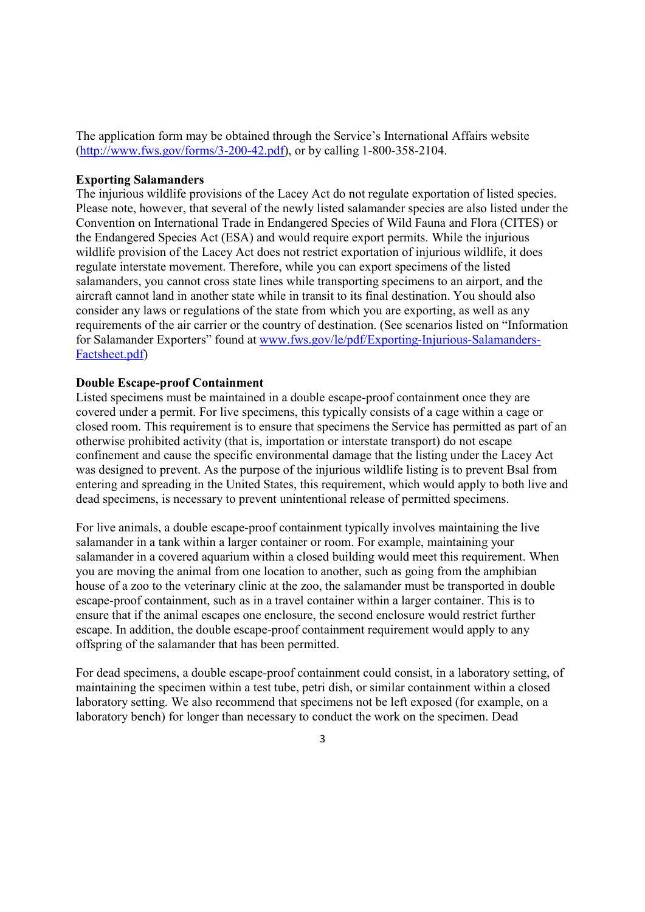The application form may be obtained through the Service's International Affairs website (http://www.fws.gov/forms/3-200-42.pdf), or by calling 1-800-358-2104.

**Exporting Salamanders**

The injurious wildlife provisions of the Lacey Act do not regulate exportation of listed species. Please note, however, that several of the newly listed salamander species are also listed under the Convention on International Trade in Endangered Species of Wild Fauna and Flora (CITES) or the Endangered Species Act (ESA) and would require export permits. While the injurious wildlife provision of the Lacey Act does not restrict exportation of injurious wildlife, it does regulate interstate movement. Therefore, while you can export specimens of the listed salamanders, you cannot cross state lines while transporting specimens to an airport, and the aircraft cannot land in another state while in transit to its final destination. You should also consider any laws or regulations of the state from which you are exporting, as well as any requirements of the air carrier or the country of destination. (See scenarios listed on "Information for Salamander Exporters" found at www.fws.gov/le/pdf/Exporting-Injurious-Salamanders-Factsheet.pdf)

**Double Escape-proof Containment**

Listed specimens must be maintained in a double escape-proof containment once they are covered under a permit. For live specimens, this typically consists of a cage within a cage or closed room. This requirement is to ensure that specimens the Service has permitted as part of an otherwise prohibited activity (that is, importation or interstate transport) do not escape confinement and cause the specific environmental damage that the listing under the Lacey Act was designed to prevent. As the purpose of the injurious wildlife listing is to prevent Bsal from entering and spreading in the United States, this requirement, which would apply to both live and dead specimens, is necessary to prevent unintentional release of permitted specimens.

For live animals, a double escape-proof containment typically involves maintaining the live salamander in a tank within a larger container or room. For example, maintaining your salamander in a covered aquarium within a closed building would meet this requirement. When you are moving the animal from one location to another, such as going from the amphibian house of a zoo to the veterinary clinic at the zoo, the salamander must be transported in double escape-proof containment, such as in a travel container within a larger container. This is to ensure that if the animal escapes one enclosure, the second enclosure would restrict further escape. In addition, the double escape-proof containment requirement would apply to any offspring of the salamander that has been permitted.

For dead specimens, a double escape-proof containment could consist, in a laboratory setting, of maintaining the specimen within a test tube, petri dish, or similar containment within a closed laboratory setting. We also recommend that specimens not be left exposed (for example, on a laboratory bench) for longer than necessary to conduct the work on the specimen. Dead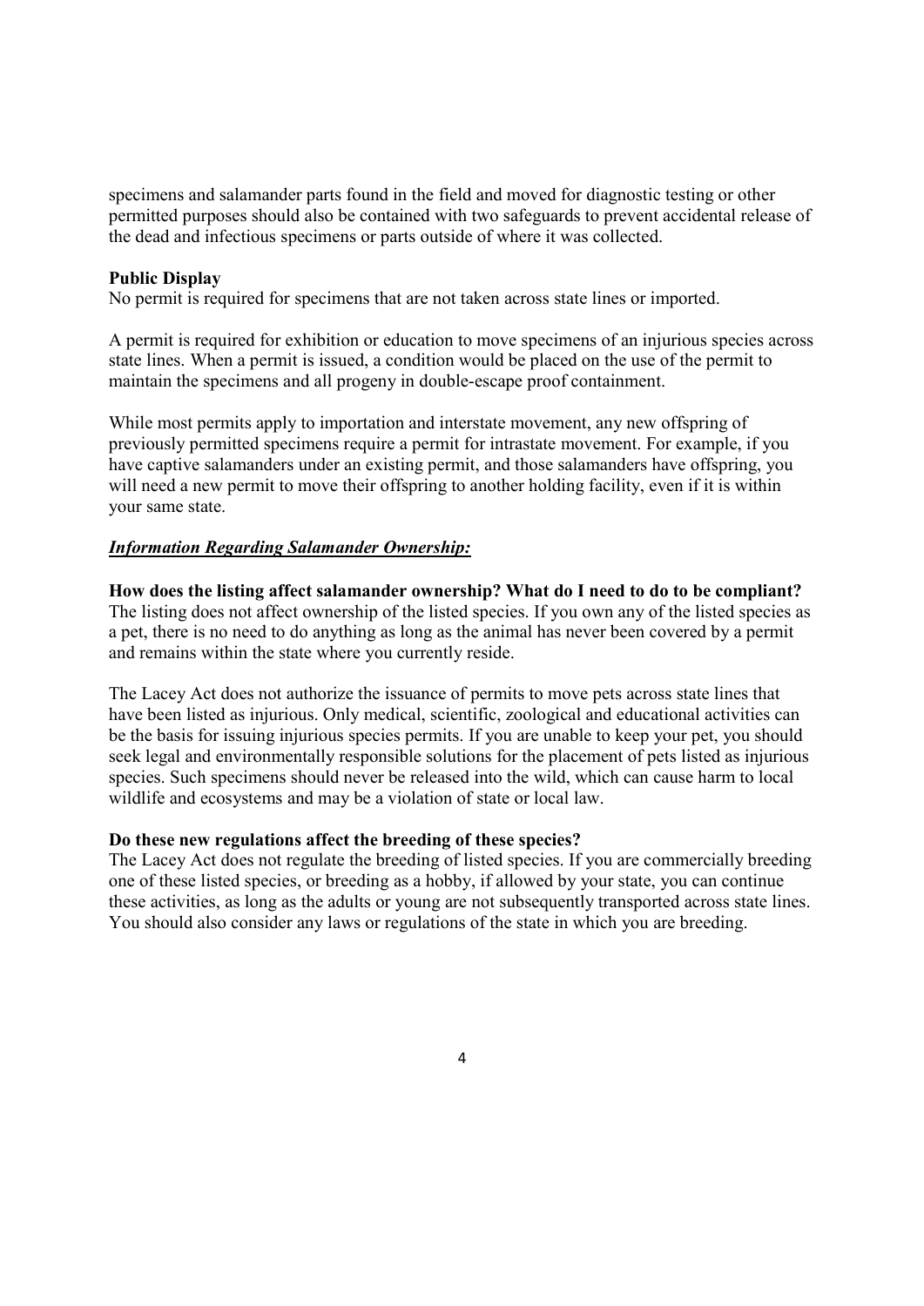specimens and salamander parts found in the field and moved for diagnostic testing or other permitted purposes should also be contained with two safeguards to prevent accidental release of the dead and infectious specimens or parts outside of where it was collected.

**Public Display**

No permit is required for specimens that are not taken across state lines or imported.

A permit is required for exhibition or education to move specimens of an injurious species across state lines. When a permit is issued, a condition would be placed on the use of the permit to maintain the specimens and all progeny in double-escape proof containment.

While most permits apply to importation and interstate movement, any new offspring of previously permitted specimens require a permit for intrastate movement. For example, if you have captive salamanders under an existing permit, and those salamanders have offspring, you will need a new permit to move their offspring to another holding facility, even if it is within your same state.

***Information Regarding Salamander Ownership:***

**How does the listing affect salamander ownership? What do I need to do to be compliant?**

The listing does not affect ownership of the listed species. If you own any of the listed species as a pet, there is no need to do anything as long as the animal has never been covered by a permit and remains within the state where you currently reside.

The Lacey Act does not authorize the issuance of permits to move pets across state lines that have been listed as injurious. Only medical, scientific, zoological and educational activities can be the basis for issuing injurious species permits. If you are unable to keep your pet, you should seek legal and environmentally responsible solutions for the placement of pets listed as injurious species. Such specimens should never be released into the wild, which can cause harm to local wildlife and ecosystems and may be a violation of state or local law.

**Do these new regulations affect the breeding of these species?**

The Lacey Act does not regulate the breeding of listed species. If you are commercially breeding one of these listed species, or breeding as a hobby, if allowed by your state, you can continue these activities, as long as the adults or young are not subsequently transported across state lines. You should also consider any laws or regulations of the state in which you are breeding.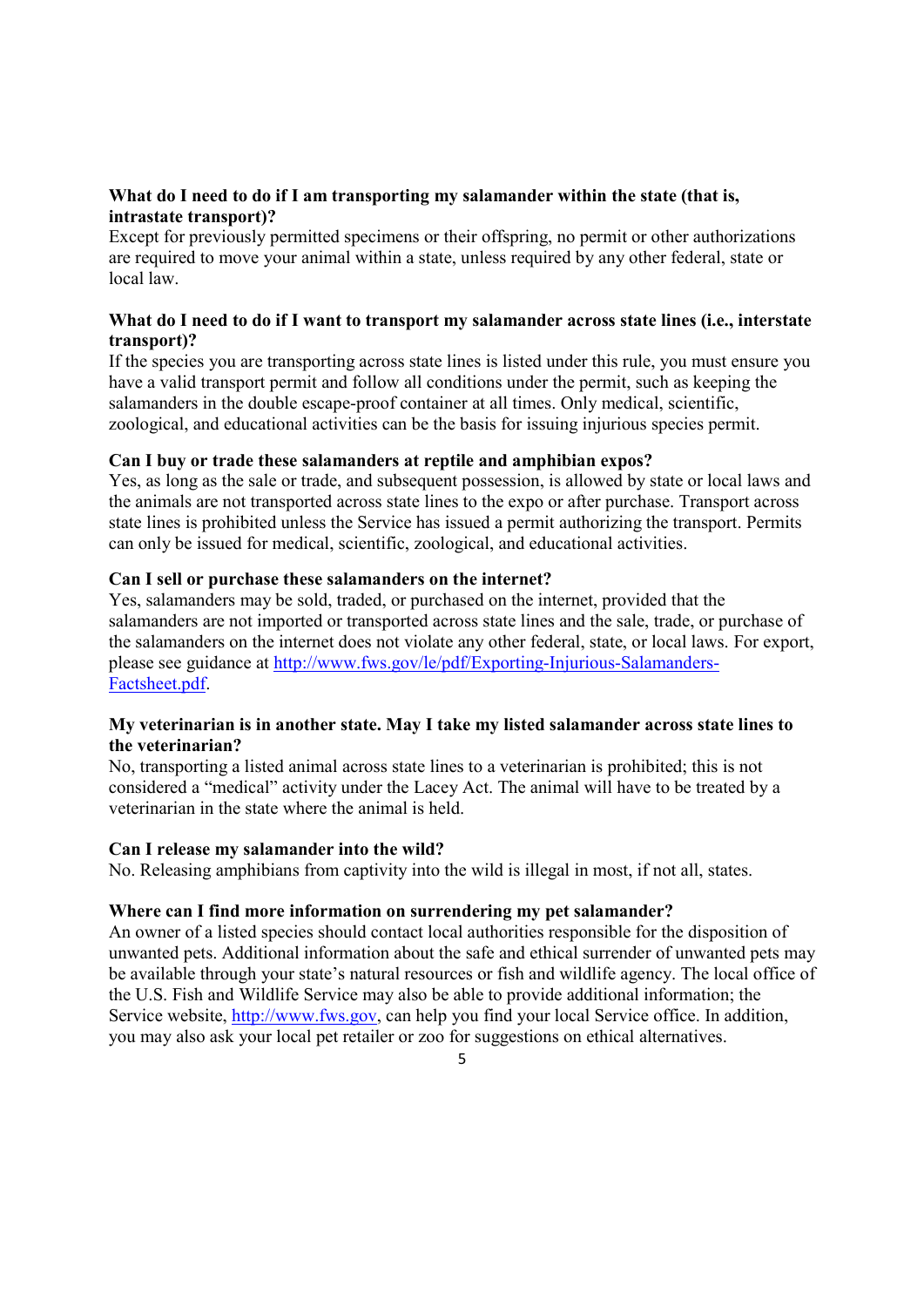**What do I need to do if I am transporting my salamander within the state (that is, intrastate transport)?**

Except for previously permitted specimens or their offspring, no permit or other authorizations are required to move your animal within a state, unless required by any other federal, state or local law.

**What do I need to do if I want to transport my salamander across state lines (i.e., interstate transport)?**

If the species you are transporting across state lines is listed under this rule, you must ensure you have a valid transport permit and follow all conditions under the permit, such as keeping the salamanders in the double escape-proof container at all times. Only medical, scientific, zoological, and educational activities can be the basis for issuing injurious species permit.

**Can I buy or trade these salamanders at reptile and amphibian expos?**

Yes, as long as the sale or trade, and subsequent possession, is allowed by state or local laws and the animals are not transported across state lines to the expo or after purchase. Transport across state lines is prohibited unless the Service has issued a permit authorizing the transport. Permits can only be issued for medical, scientific, zoological, and educational activities.

**Can I sell or purchase these salamanders on the internet?**

Yes, salamanders may be sold, traded, or purchased on the internet, provided that the salamanders are not imported or transported across state lines and the sale, trade, or purchase of the salamanders on the internet does not violate any other federal, state, or local laws. For export, please see guidance at [http://www.fws.gov/le/pdf/Exporting-Injurious-Salamanders-Factsheet.pdf](http://www.fws.gov/le/pdf/Exporting-Injurious-Salamanders-Factsheet.pdf).

**My veterinarian is in another state. May I take my listed salamander across state lines to the veterinarian?**

No, transporting a listed animal across state lines to a veterinarian is prohibited; this is not considered a "medical" activity under the Lacey Act. The animal will have to be treated by a veterinarian in the state where the animal is held.

**Can I release my salamander into the wild?**

No. Releasing amphibians from captivity into the wild is illegal in most, if not all, states.

**Where can I find more information on surrendering my pet salamander?**

An owner of a listed species should contact local authorities responsible for the disposition of unwanted pets. Additional information about the safe and ethical surrender of unwanted pets may be available through your state's natural resources or fish and wildlife agency. The local office of the U.S. Fish and Wildlife Service may also be able to provide additional information; the Service website, [http://www.fws.gov](http://www.fws.gov), can help you find your local Service office. In addition, you may also ask your local pet retailer or zoo for suggestions on ethical alternatives.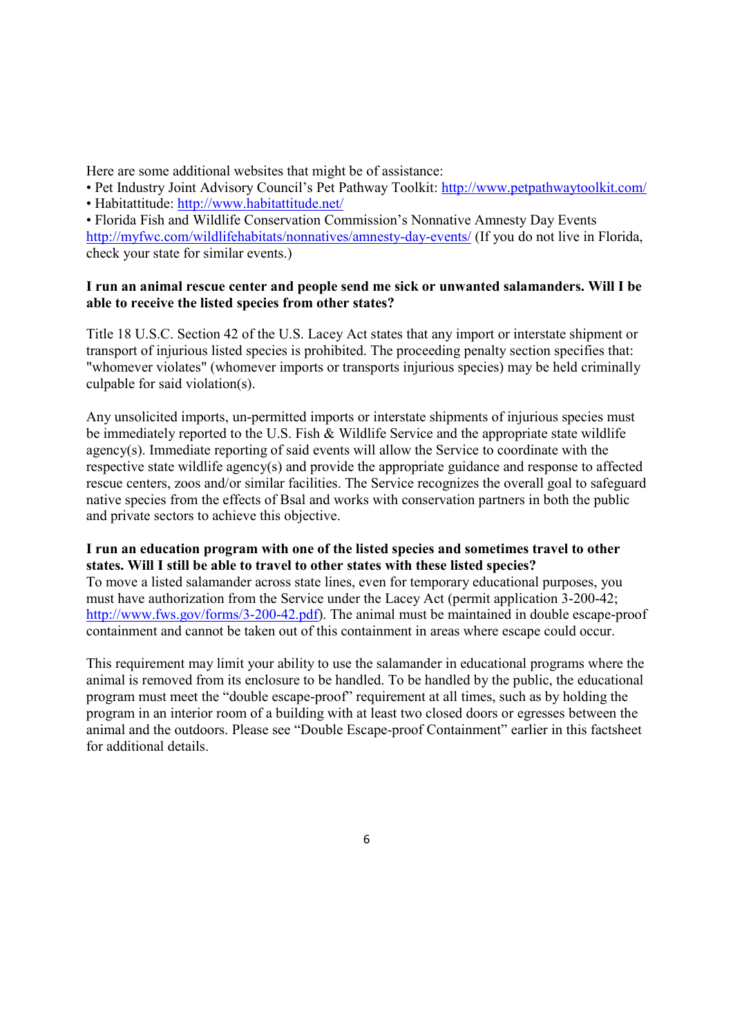Here are some additional websites that might be of assistance:

- Pet Industry Joint Advisory Council's Pet Pathway Toolkit: [http://www.petpathwaytoolkit.com/](http://www.petpathwaytoolkit.com/)
- Habitattitude: [http://www.habitattitude.net/](http://www.habitattitude.net/)
- Florida Fish and Wildlife Conservation Commission's Nonnative Amnesty Day Events [http://myfwc.com/wildlifehabitats/nonnatives/amnesty-day-events/](http://myfwc.com/wildlifehabitats/nonnatives/amnesty-day-events/) (If you do not live in Florida, check your state for similar events.)

**I run an animal rescue center and people send me sick or unwanted salamanders. Will I be able to receive the listed species from other states?**

Title 18 U.S.C. Section 42 of the U.S. Lacey Act states that any import or interstate shipment or transport of injurious listed species is prohibited. The proceeding penalty section specifies that: "whomever violates" (whomever imports or transports injurious species) may be held criminally culpable for said violation(s).

Any unsolicited imports, un-permitted imports or interstate shipments of injurious species must be immediately reported to the U.S. Fish & Wildlife Service and the appropriate state wildlife agency(s). Immediate reporting of said events will allow the Service to coordinate with the respective state wildlife agency(s) and provide the appropriate guidance and response to affected rescue centers, zoos and/or similar facilities. The Service recognizes the overall goal to safeguard native species from the effects of Bsal and works with conservation partners in both the public and private sectors to achieve this objective.

**I run an education program with one of the listed species and sometimes travel to other states. Will I still be able to travel to other states with these listed species?**

To move a listed salamander across state lines, even for temporary educational purposes, you must have authorization from the Service under the Lacey Act (permit application 3-200-42; [http://www.fws.gov/forms/3-200-42.pdf](http://www.fws.gov/forms/3-200-42.pdf)). The animal must be maintained in double escape-proof containment and cannot be taken out of this containment in areas where escape could occur.

This requirement may limit your ability to use the salamander in educational programs where the animal is removed from its enclosure to be handled. To be handled by the public, the educational program must meet the "double escape-proof" requirement at all times, such as by holding the program in an interior room of a building with at least two closed doors or egresses between the animal and the outdoors. Please see "Double Escape-proof Containment" earlier in this factsheet for additional details.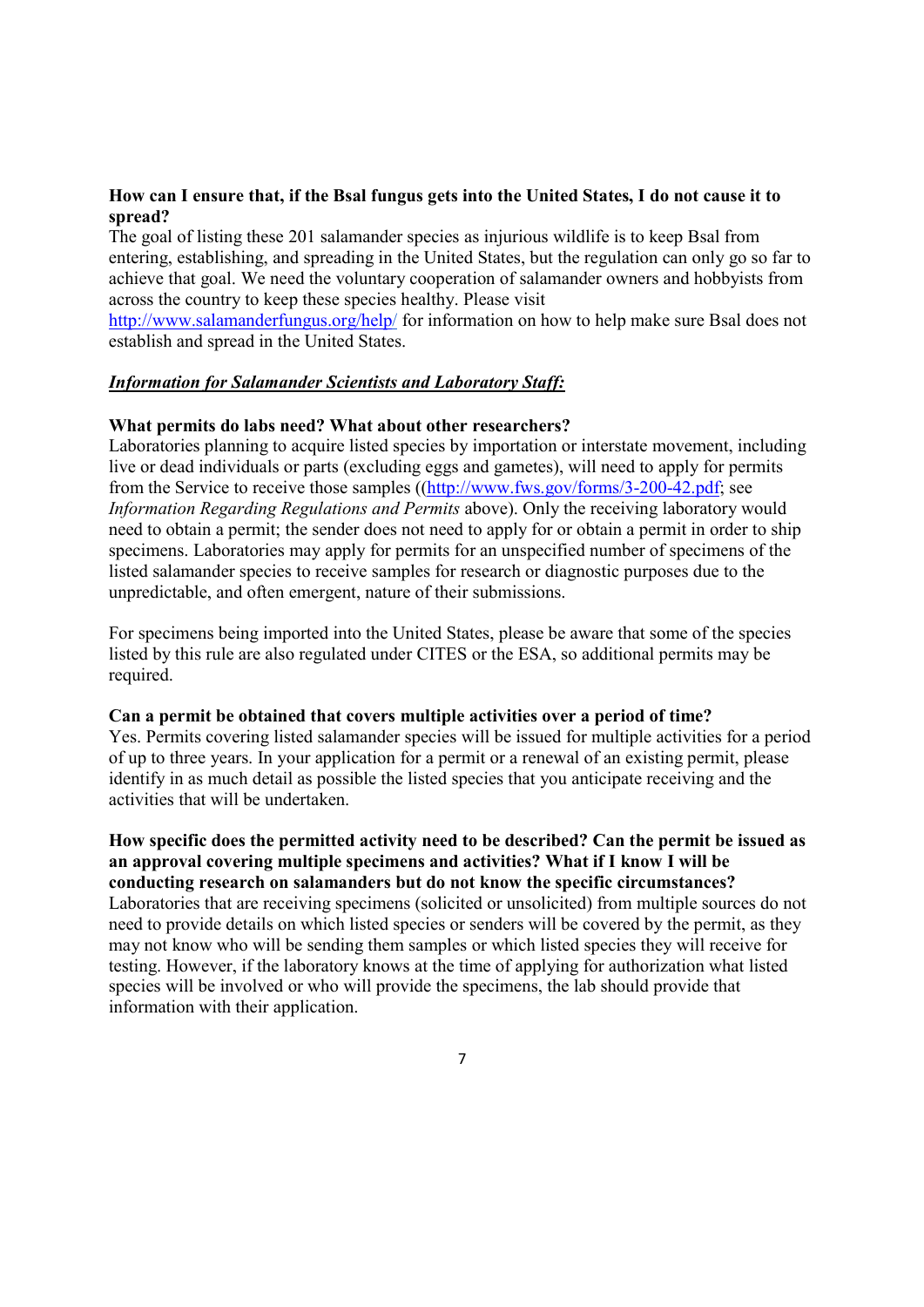**How can I ensure that, if the Bsal fungus gets into the United States, I do not cause it to spread?**

The goal of listing these 201 salamander species as injurious wildlife is to keep Bsal from entering, establishing, and spreading in the United States, but the regulation can only go so far to achieve that goal. We need the voluntary cooperation of salamander owners and hobbyists from across the country to keep these species healthy. Please visit http://www.salamanderfungus.org/help/ for information on how to help make sure Bsal does not establish and spread in the United States.

***Information for Salamander Scientists and Laboratory Staff:***

**What permits do labs need? What about other researchers?**

Laboratories planning to acquire listed species by importation or interstate movement, including live or dead individuals or parts (excluding eggs and gametes), will need to apply for permits from the Service to receive those samples ((http://www.fws.gov/forms/3-200-42.pdf; see *Information Regarding Regulations and Permits* above). Only the receiving laboratory would need to obtain a permit; the sender does not need to apply for or obtain a permit in order to ship specimens. Laboratories may apply for permits for an unspecified number of specimens of the listed salamander species to receive samples for research or diagnostic purposes due to the unpredictable, and often emergent, nature of their submissions.

For specimens being imported into the United States, please be aware that some of the species listed by this rule are also regulated under CITES or the ESA, so additional permits may be required.

**Can a permit be obtained that covers multiple activities over a period of time?**

Yes. Permits covering listed salamander species will be issued for multiple activities for a period of up to three years. In your application for a permit or a renewal of an existing permit, please identify in as much detail as possible the listed species that you anticipate receiving and the activities that will be undertaken.

**How specific does the permitted activity need to be described? Can the permit be issued as an approval covering multiple specimens and activities? What if I know I will be conducting research on salamanders but do not know the specific circumstances?**

Laboratories that are receiving specimens (solicited or unsolicited) from multiple sources do not need to provide details on which listed species or senders will be covered by the permit, as they may not know who will be sending them samples or which listed species they will receive for testing. However, if the laboratory knows at the time of applying for authorization what listed species will be involved or who will provide the specimens, the lab should provide that information with their application.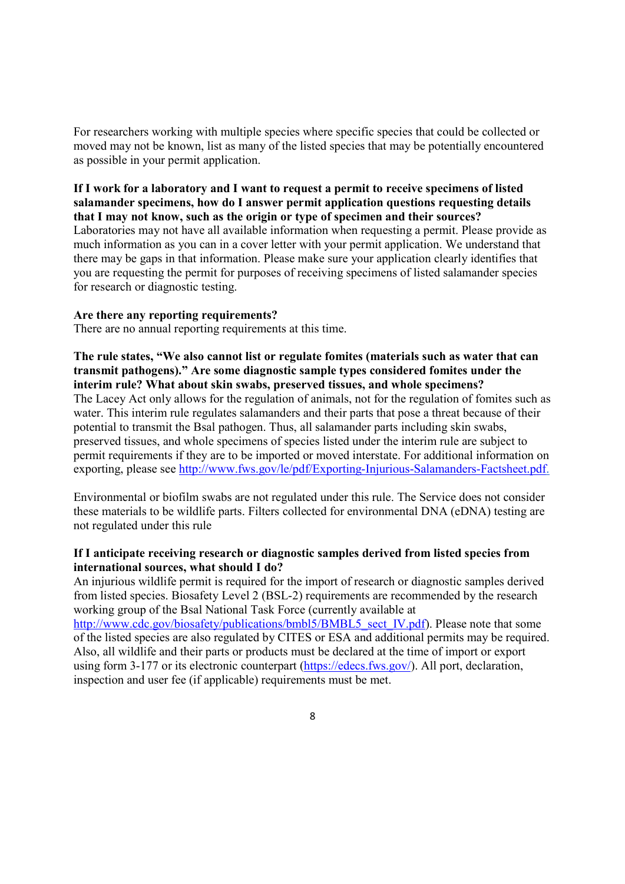For researchers working with multiple species where specific species that could be collected or moved may not be known, list as many of the listed species that may be potentially encountered as possible in your permit application.

**If I work for a laboratory and I want to request a permit to receive specimens of listed salamander specimens, how do I answer permit application questions requesting details that I may not know, such as the origin or type of specimen and their sources?**
Laboratories may not have all available information when requesting a permit. Please provide as much information as you can in a cover letter with your permit application. We understand that there may be gaps in that information. Please make sure your application clearly identifies that you are requesting the permit for purposes of receiving specimens of listed salamander species for research or diagnostic testing.

**Are there any reporting requirements?**
There are no annual reporting requirements at this time.

**The rule states, "We also cannot list or regulate fomites (materials such as water that can transmit pathogens)." Are some diagnostic sample types considered fomites under the interim rule? What about skin swabs, preserved tissues, and whole specimens?**
The Lacey Act only allows for the regulation of animals, not for the regulation of fomites such as water. This interim rule regulates salamanders and their parts that pose a threat because of their potential to transmit the Bsal pathogen. Thus, all salamander parts including skin swabs, preserved tissues, and whole specimens of species listed under the interim rule are subject to permit requirements if they are to be imported or moved interstate. For additional information on exporting, please see [http://www.fws.gov/le/pdf/Exporting-Injurious-Salamanders-Factsheet.pdf.](http://www.fws.gov/le/pdf/Exporting-Injurious-Salamanders-Factsheet.pdf)

Environmental or biofilm swabs are not regulated under this rule. The Service does not consider these materials to be wildlife parts. Filters collected for environmental DNA (eDNA) testing are not regulated under this rule

**If I anticipate receiving research or diagnostic samples derived from listed species from international sources, what should I do?**
An injurious wildlife permit is required for the import of research or diagnostic samples derived from listed species. Biosafety Level 2 (BSL-2) requirements are recommended by the research working group of the Bsal National Task Force (currently available at [http://www.cdc.gov/biosafety/publications/bmbl5/BMBL5_sect_IV.pdf](http://www.cdc.gov/biosafety/publications/bmbl5/BMBL5_sect_IV.pdf)). Please note that some of the listed species are also regulated by CITES or ESA and additional permits may be required. Also, all wildlife and their parts or products must be declared at the time of import or export using form 3-177 or its electronic counterpart ([https://edecs.fws.gov/](https://edecs.fws.gov/)). All port, declaration, inspection and user fee (if applicable) requirements must be met.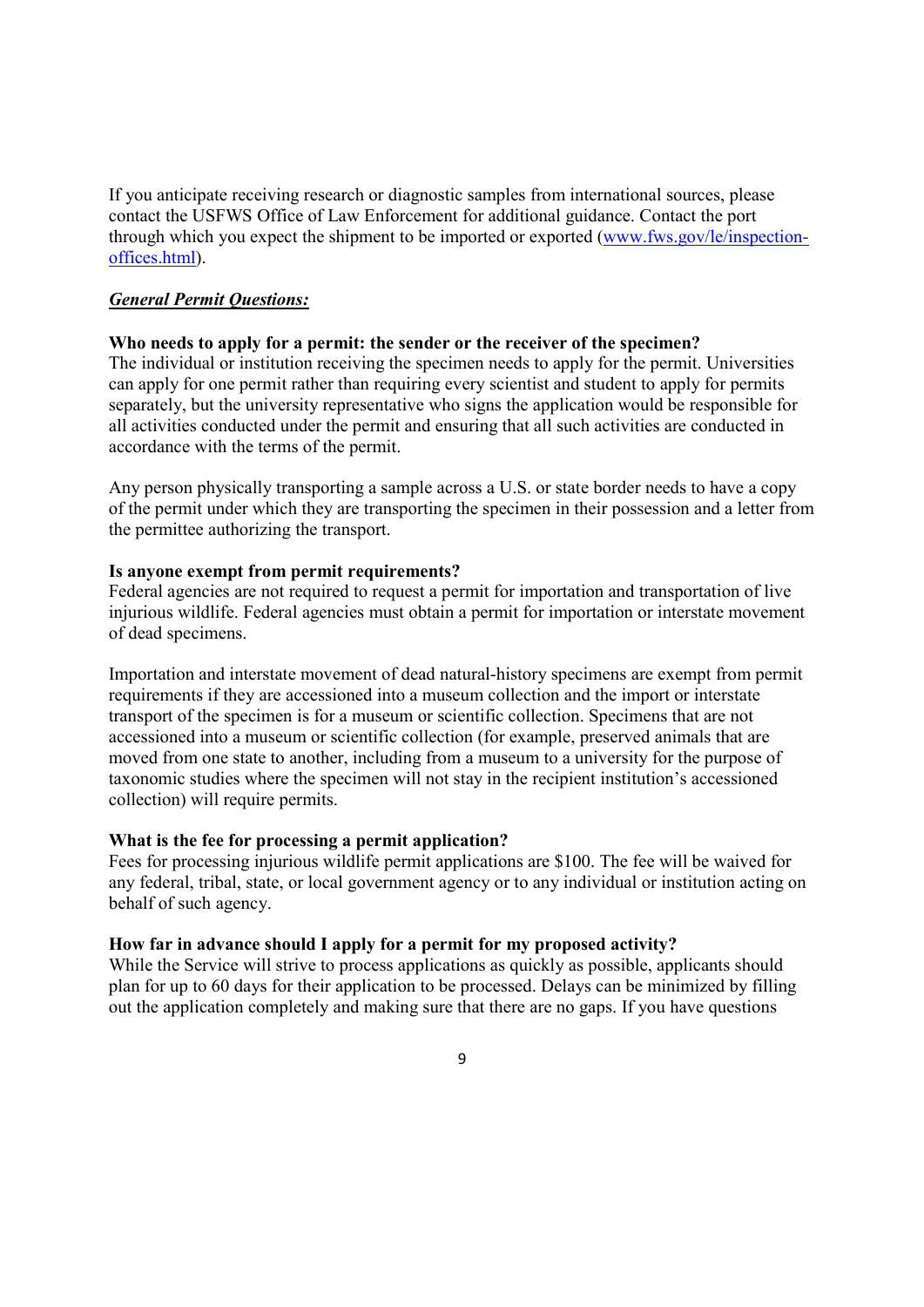If you anticipate receiving research or diagnostic samples from international sources, please contact the USFWS Office of Law Enforcement for additional guidance. Contact the port through which you expect the shipment to be imported or exported ([www.fws.gov/le/inspection-offices.html](www.fws.gov/le/inspection-offices.html)).

***General Permit Questions:***

**Who needs to apply for a permit: the sender or the receiver of the specimen?**
The individual or institution receiving the specimen needs to apply for the permit. Universities can apply for one permit rather than requiring every scientist and student to apply for permits separately, but the university representative who signs the application would be responsible for all activities conducted under the permit and ensuring that all such activities are conducted in accordance with the terms of the permit.

Any person physically transporting a sample across a U.S. or state border needs to have a copy of the permit under which they are transporting the specimen in their possession and a letter from the permittee authorizing the transport.

**Is anyone exempt from permit requirements?**
Federal agencies are not required to request a permit for importation and transportation of live injurious wildlife. Federal agencies must obtain a permit for importation or interstate movement of dead specimens.

Importation and interstate movement of dead natural-history specimens are exempt from permit requirements if they are accessioned into a museum collection and the import or interstate transport of the specimen is for a museum or scientific collection. Specimens that are not accessioned into a museum or scientific collection (for example, preserved animals that are moved from one state to another, including from a museum to a university for the purpose of taxonomic studies where the specimen will not stay in the recipient institution's accessioned collection) will require permits.

**What is the fee for processing a permit application?**
Fees for processing injurious wildlife permit applications are $100. The fee will be waived for any federal, tribal, state, or local government agency or to any individual or institution acting on behalf of such agency.

**How far in advance should I apply for a permit for my proposed activity?**
While the Service will strive to process applications as quickly as possible, applicants should plan for up to 60 days for their application to be processed. Delays can be minimized by filling out the application completely and making sure that there are no gaps. If you have questions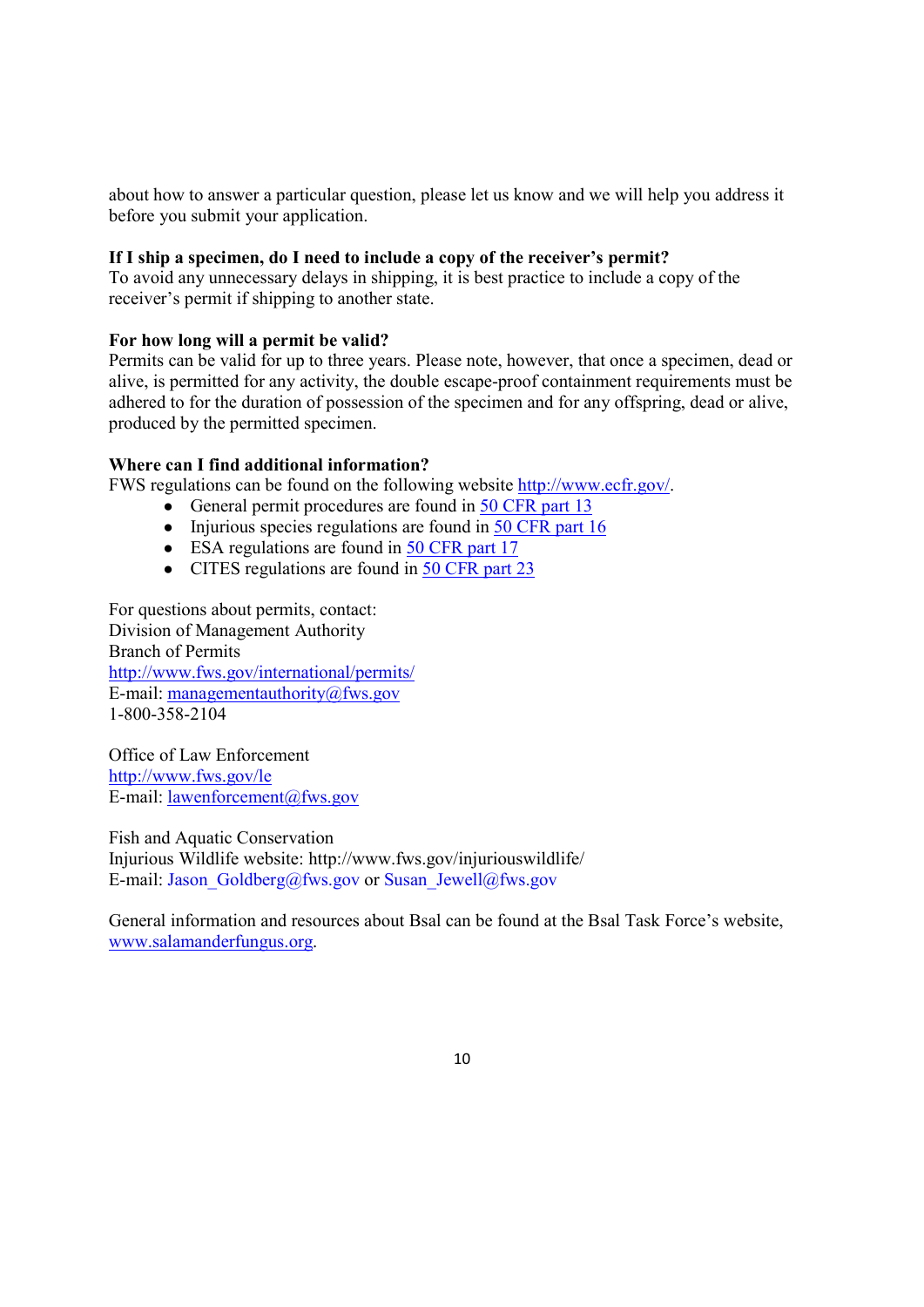about how to answer a particular question, please let us know and we will help you address it before you submit your application.

**If I ship a specimen, do I need to include a copy of the receiver's permit?**
To avoid any unnecessary delays in shipping, it is best practice to include a copy of the receiver's permit if shipping to another state.

**For how long will a permit be valid?**
Permits can be valid for up to three years. Please note, however, that once a specimen, dead or alive, is permitted for any activity, the double escape-proof containment requirements must be adhered to for the duration of possession of the specimen and for any offspring, dead or alive, produced by the permitted specimen.

**Where can I find additional information?**
FWS regulations can be found on the following website http://www.ecfr.gov/.

- General permit procedures are found in 50 CFR part 13
- Injurious species regulations are found in 50 CFR part 16
- ESA regulations are found in 50 CFR part 17
- CITES regulations are found in 50 CFR part 23

For questions about permits, contact:
Division of Management Authority
Branch of Permits
http://www.fws.gov/international/permits/
E-mail: managementauthority@fws.gov
1-800-358-2104

Office of Law Enforcement
http://www.fws.gov/le
E-mail: lawenforcement@fws.gov

Fish and Aquatic Conservation
Injurious Wildlife website: http://www.fws.gov/injuriouswildlife/
E-mail: Jason_Goldberg@fws.gov or Susan_Jewell@fws.gov

General information and resources about Bsal can be found at the Bsal Task Force's website, www.salamanderfungus.org.